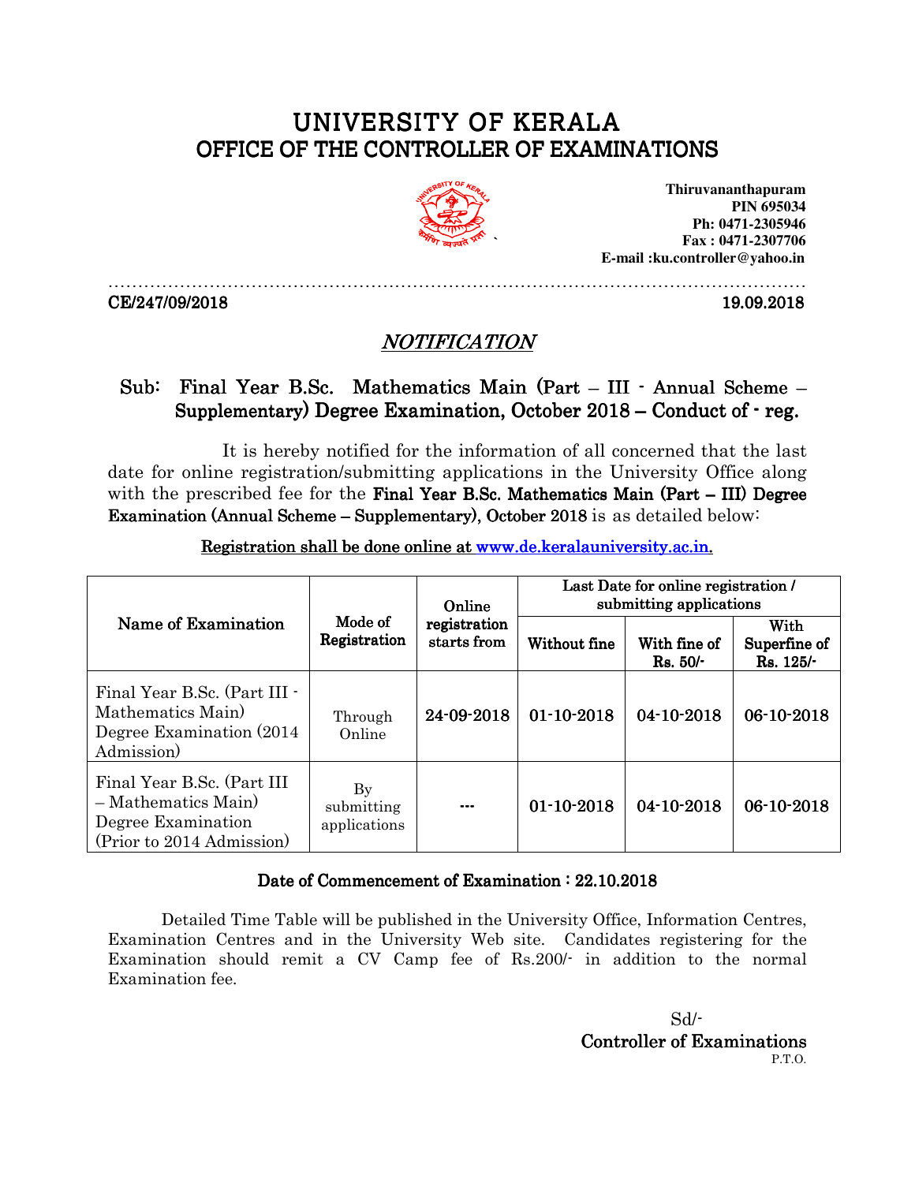# UNIVERSITY OF KERALA
## OFFICE OF THE CONTROLLER OF EXAMINATIONS

**Thiruvananthapuram**
**PIN 695034**
**Ph: 0471-2305946**
**Fax : 0471-2307706**
**E-mail :ku.controller@yahoo.in**

**CE/247/09/2018** **19.09.2018**

## *NOTIFICATION*

**Sub: Final Year B.Sc. Mathematics Main (Part – III - Annual Scheme – Supplementary) Degree Examination, October 2018 – Conduct of - reg.**

It is hereby notified for the information of all concerned that the last date for online registration/submitting applications in the University Office along with the prescribed fee for the **Final Year B.Sc. Mathematics Main (Part – III) Degree Examination (Annual Scheme – Supplementary), October 2018** is as detailed below:

**Registration shall be done online at www.de.keralauniversity.ac.in.**

| Name of Examination | Mode of Registration | Online registration starts from | Last Date for online registration / submitting applications | | |
|---|---|---|---|---|---|
| | | | Without fine | With fine of Rs. 50/- | With Superfine of Rs. 125/- |
| Final Year B.Sc. (Part III - Mathematics Main) Degree Examination (2014 Admission) | Through Online | 24-09-2018 | 01-10-2018 | 04-10-2018 | 06-10-2018 |
| Final Year B.Sc. (Part III – Mathematics Main) Degree Examination (Prior to 2014 Admission) | By submitting applications | --- | 01-10-2018 | 04-10-2018 | 06-10-2018 |

**Date of Commencement of Examination : 22.10.2018**

Detailed Time Table will be published in the University Office, Information Centres, Examination Centres and in the University Web site. Candidates registering for the Examination should remit a CV Camp fee of Rs.200/- in addition to the normal Examination fee.

Sd/-
**Controller of Examinations**
P.T.O.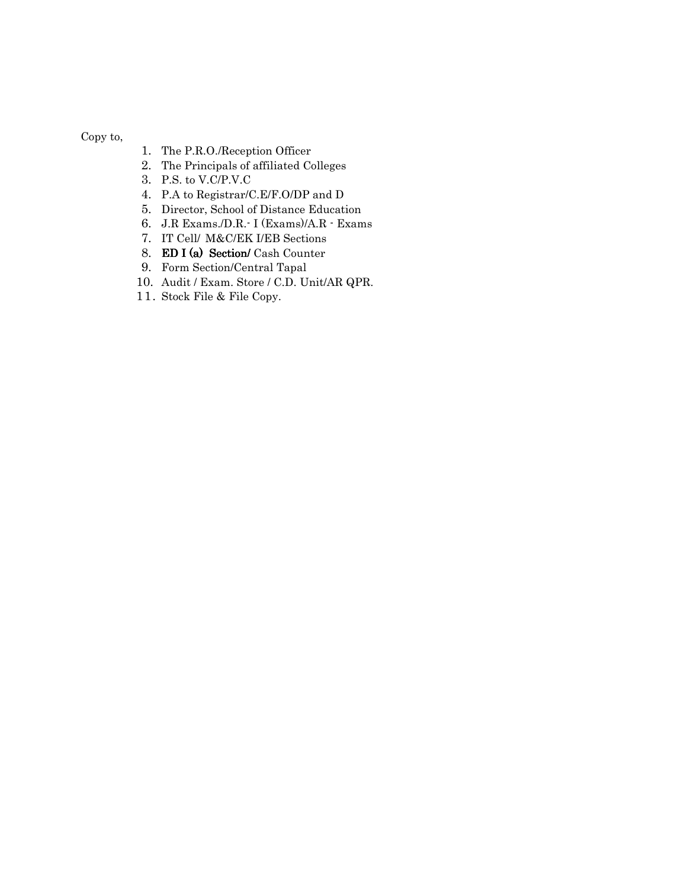Copy to,

1. The P.R.O./Reception Officer
2. The Principals of affiliated Colleges
3. P.S. to V.C/P.V.C
4. P.A to Registrar/C.E/F.O/DP and D
5. Director, School of Distance Education
6. J.R Exams./D.R.- I (Exams)/A.R - Exams
7. IT Cell/ M&C/EK I/EB Sections
8. **ED I (a) Section/** Cash Counter
9. Form Section/Central Tapal
10. Audit / Exam. Store / C.D. Unit/AR QPR.
11. Stock File & File Copy.